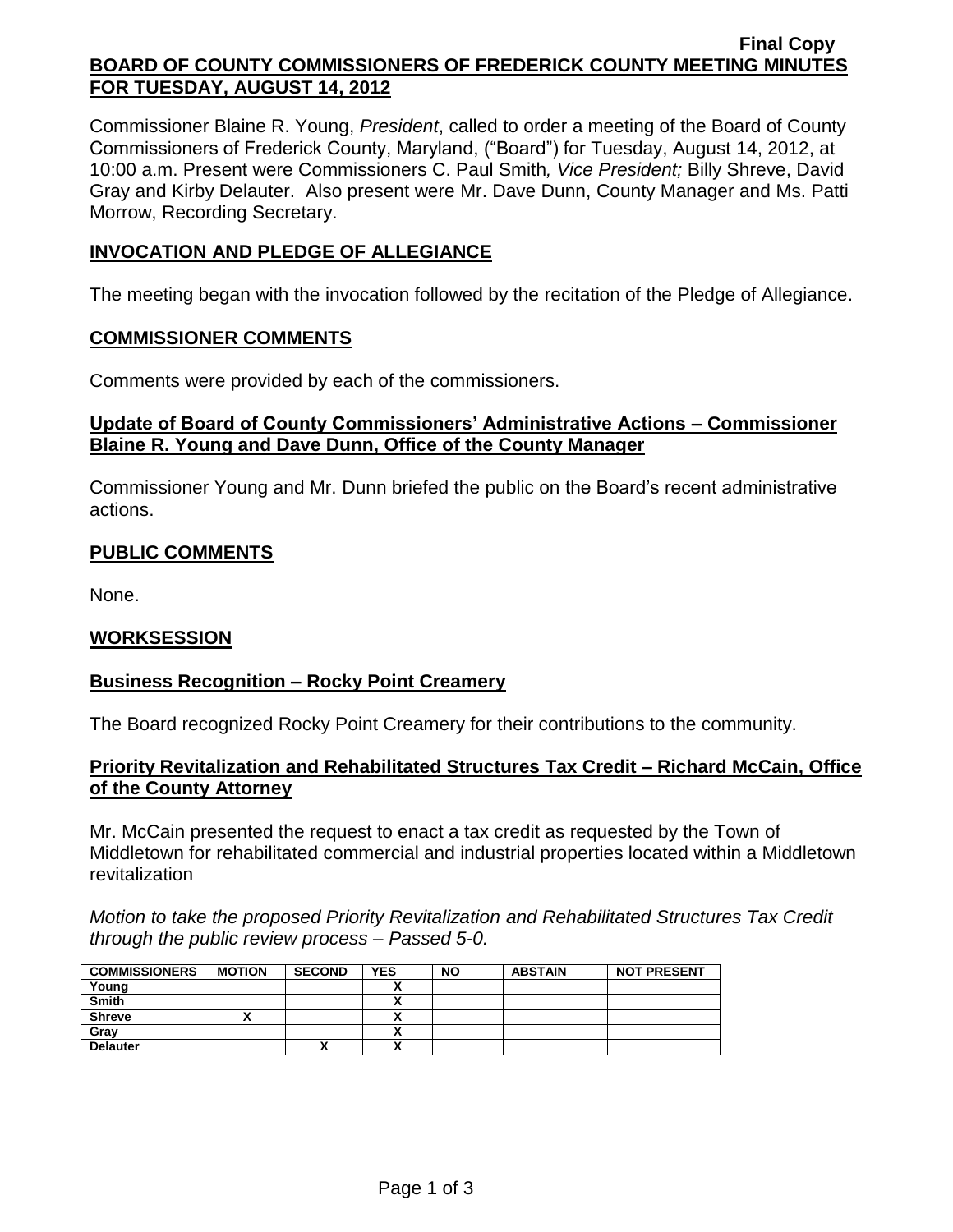Final Copy

**BOARD OF COUNTY COMMISSIONERS OF FREDERICK COUNTY MEETING MINUTES FOR TUESDAY, AUGUST 14, 2012**

Commissioner Blaine R. Young, *President*, called to order a meeting of the Board of County Commissioners of Frederick County, Maryland, ("Board") for Tuesday, August 14, 2012, at 10:00 a.m. Present were Commissioners C. Paul Smith*, Vice President;* Billy Shreve, David Gray and Kirby Delauter. Also present were Mr. Dave Dunn, County Manager and Ms. Patti Morrow, Recording Secretary.

## INVOCATION AND PLEDGE OF ALLEGIANCE

The meeting began with the invocation followed by the recitation of the Pledge of Allegiance.

## COMMISSIONER COMMENTS

Comments were provided by each of the commissioners.

### Update of Board of County Commissioners' Administrative Actions – Commissioner Blaine R. Young and Dave Dunn, Office of the County Manager

Commissioner Young and Mr. Dunn briefed the public on the Board's recent administrative actions.

## PUBLIC COMMENTS

None.

## WORKSESSION

### Business Recognition – Rocky Point Creamery

The Board recognized Rocky Point Creamery for their contributions to the community.

### Priority Revitalization and Rehabilitated Structures Tax Credit – Richard McCain, Office of the County Attorney

Mr. McCain presented the request to enact a tax credit as requested by the Town of Middletown for rehabilitated commercial and industrial properties located within a Middletown revitalization

*Motion to take the proposed Priority Revitalization and Rehabilitated Structures Tax Credit through the public review process – Passed 5-0.*

| COMMISSIONERS | MOTION | SECOND | YES | NO | ABSTAIN | NOT PRESENT |
|---|---|---|---|---|---|---|
| Young | | | X | | | |
| Smith | | | X | | | |
| Shreve | X | | X | | | |
| Gray | | | X | | | |
| Delauter | | X | X | | | |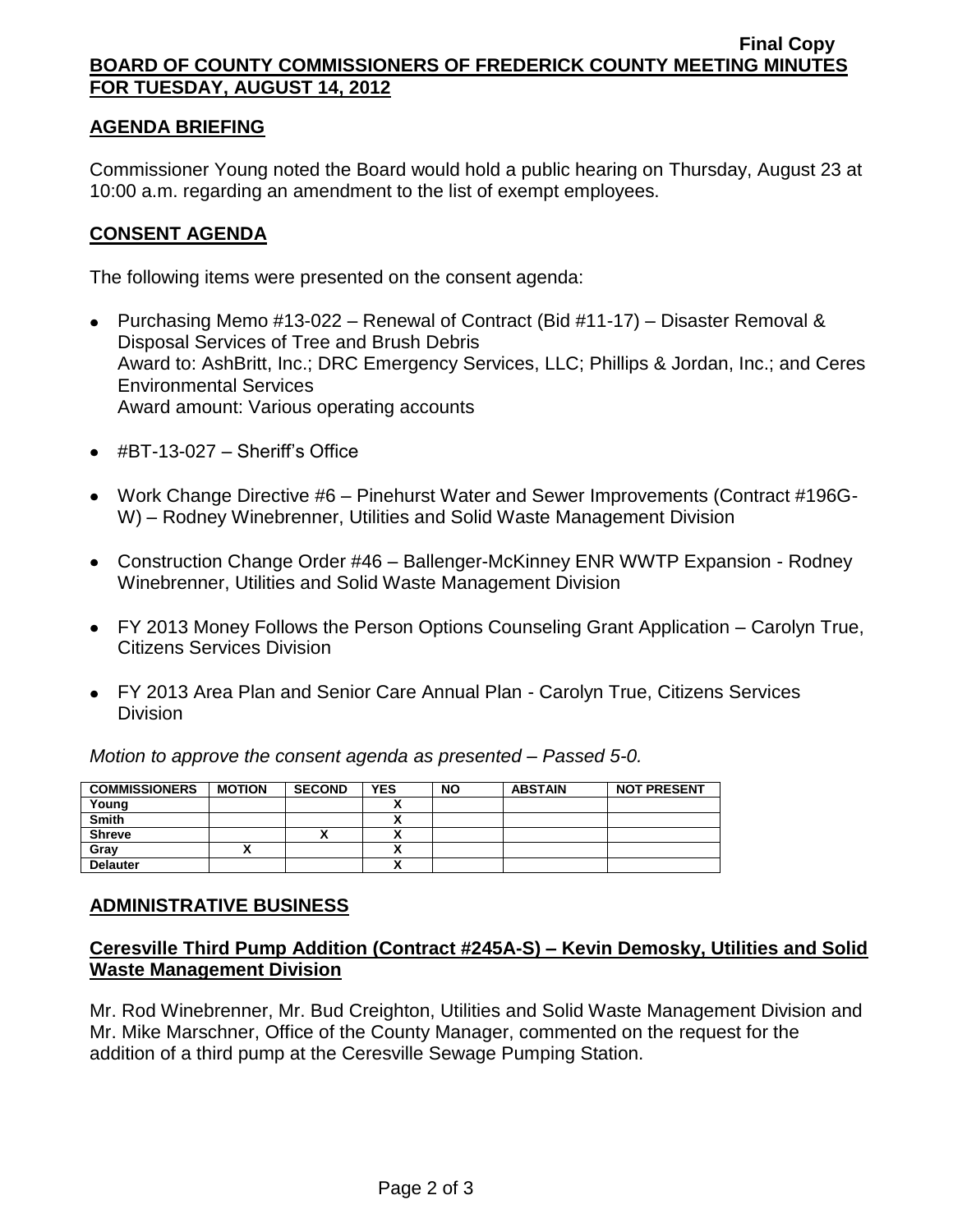## AGENDA BRIEFING

Commissioner Young noted the Board would hold a public hearing on Thursday, August 23 at 10:00 a.m. regarding an amendment to the list of exempt employees.

## CONSENT AGENDA

The following items were presented on the consent agenda:

- Purchasing Memo #13-022 – Renewal of Contract (Bid #11-17) – Disaster Removal & Disposal Services of Tree and Brush Debris
  Award to: AshBritt, Inc.; DRC Emergency Services, LLC; Phillips & Jordan, Inc.; and Ceres Environmental Services
  Award amount: Various operating accounts
- #BT-13-027 – Sheriff's Office
- Work Change Directive #6 – Pinehurst Water and Sewer Improvements (Contract #196G-W) – Rodney Winebrenner, Utilities and Solid Waste Management Division
- Construction Change Order #46 – Ballenger-McKinney ENR WWTP Expansion - Rodney Winebrenner, Utilities and Solid Waste Management Division
- FY 2013 Money Follows the Person Options Counseling Grant Application – Carolyn True, Citizens Services Division
- FY 2013 Area Plan and Senior Care Annual Plan - Carolyn True, Citizens Services Division

*Motion to approve the consent agenda as presented – Passed 5-0.*

| COMMISSIONERS | MOTION | SECOND | YES | NO | ABSTAIN | NOT PRESENT |
|---|---|---|---|---|---|---|
| Young | | | X | | | |
| Smith | | | X | | | |
| Shreve | | X | X | | | |
| Gray | X | | X | | | |
| Delauter | | | X | | | |

## ADMINISTRATIVE BUSINESS

### Ceresville Third Pump Addition (Contract #245A-S) – Kevin Demosky, Utilities and Solid Waste Management Division

Mr. Rod Winebrenner, Mr. Bud Creighton, Utilities and Solid Waste Management Division and Mr. Mike Marschner, Office of the County Manager, commented on the request for the addition of a third pump at the Ceresville Sewage Pumping Station.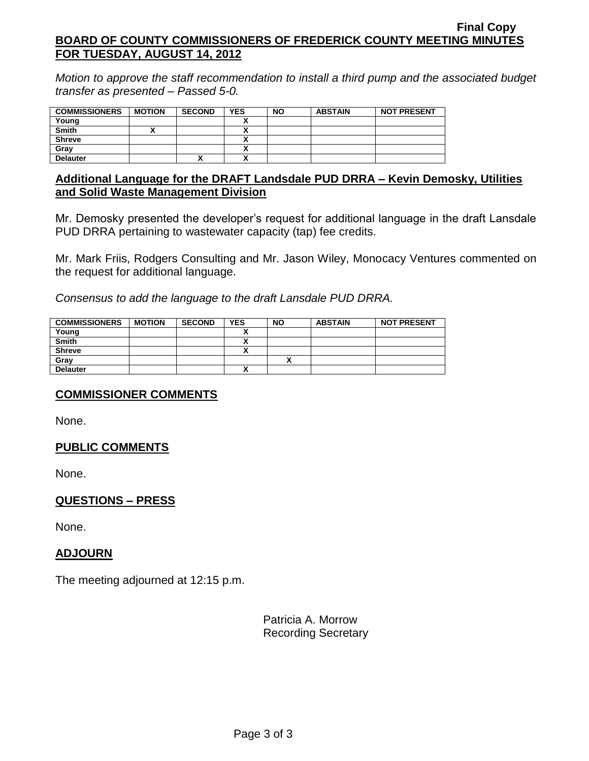**Final Copy**

**BOARD OF COUNTY COMMISSIONERS OF FREDERICK COUNTY MEETING MINUTES FOR TUESDAY, AUGUST 14, 2012**

*Motion to approve the staff recommendation to install a third pump and the associated budget transfer as presented – Passed 5-0.*

| COMMISSIONERS | MOTION | SECOND | YES | NO | ABSTAIN | NOT PRESENT |
|---|---|---|---|---|---|---|
| Young | | | X | | | |
| Smith | X | | X | | | |
| Shreve | | | X | | | |
| Gray | | | X | | | |
| Delauter | | X | X | | | |

## Additional Language for the DRAFT Landsdale PUD DRRA – Kevin Demosky, Utilities and Solid Waste Management Division

Mr. Demosky presented the developer's request for additional language in the draft Lansdale PUD DRRA pertaining to wastewater capacity (tap) fee credits.

Mr. Mark Friis, Rodgers Consulting and Mr. Jason Wiley, Monocacy Ventures commented on the request for additional language.

*Consensus to add the language to the draft Lansdale PUD DRRA.*

| COMMISSIONERS | MOTION | SECOND | YES | NO | ABSTAIN | NOT PRESENT |
|---|---|---|---|---|---|---|
| Young | | | X | | | |
| Smith | | | X | | | |
| Shreve | | | X | | | |
| Gray | | | | X | | |
| Delauter | | | X | | | |

## COMMISSIONER COMMENTS

None.

## PUBLIC COMMENTS

None.

## QUESTIONS – PRESS

None.

## ADJOURN

The meeting adjourned at 12:15 p.m.

Patricia A. Morrow
Recording Secretary